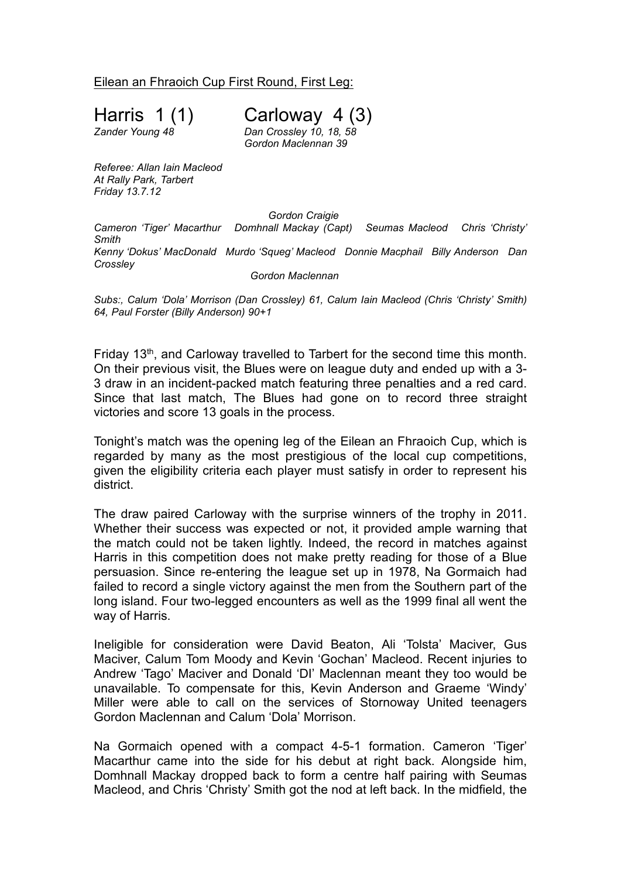Eilean an Fhraoich Cup First Round, First Leg:

# Harris 1 (1) Carloway 4 (3)

*Zander Young 48* 

*Dan Crossley 10, 18, 58*
*Gordon Maclennan 39*

*Referee: Allan Iain Macleod*
*At Rally Park, Tarbert*
*Friday 13.7.12*

*Gordon Craigie*

*Cameron 'Tiger' Macarthur Domhnall Mackay (Capt) Seumas Macleod Chris 'Christy' Smith*

*Kenny 'Dokus' MacDonald Murdo 'Squeg' Macleod Donnie Macphail Billy Anderson Dan Crossley*

*Gordon Maclennan*

*Subs:, Calum 'Dola' Morrison (Dan Crossley) 61, Calum Iain Macleod (Chris 'Christy' Smith) 64, Paul Forster (Billy Anderson) 90+1*

Friday 13th, and Carloway travelled to Tarbert for the second time this month. On their previous visit, the Blues were on league duty and ended up with a 3-3 draw in an incident-packed match featuring three penalties and a red card. Since that last match, The Blues had gone on to record three straight victories and score 13 goals in the process.

Tonight's match was the opening leg of the Eilean an Fhraoich Cup, which is regarded by many as the most prestigious of the local cup competitions, given the eligibility criteria each player must satisfy in order to represent his district.

The draw paired Carloway with the surprise winners of the trophy in 2011. Whether their success was expected or not, it provided ample warning that the match could not be taken lightly. Indeed, the record in matches against Harris in this competition does not make pretty reading for those of a Blue persuasion. Since re-entering the league set up in 1978, Na Gormaich had failed to record a single victory against the men from the Southern part of the long island. Four two-legged encounters as well as the 1999 final all went the way of Harris.

Ineligible for consideration were David Beaton, Ali 'Tolsta' Maciver, Gus Maciver, Calum Tom Moody and Kevin 'Gochan' Macleod. Recent injuries to Andrew 'Tago' Maciver and Donald 'DI' Maclennan meant they too would be unavailable. To compensate for this, Kevin Anderson and Graeme 'Windy' Miller were able to call on the services of Stornoway United teenagers Gordon Maclennan and Calum 'Dola' Morrison.

Na Gormaich opened with a compact 4-5-1 formation. Cameron 'Tiger' Macarthur came into the side for his debut at right back. Alongside him, Domhnall Mackay dropped back to form a centre half pairing with Seumas Macleod, and Chris 'Christy' Smith got the nod at left back. In the midfield, the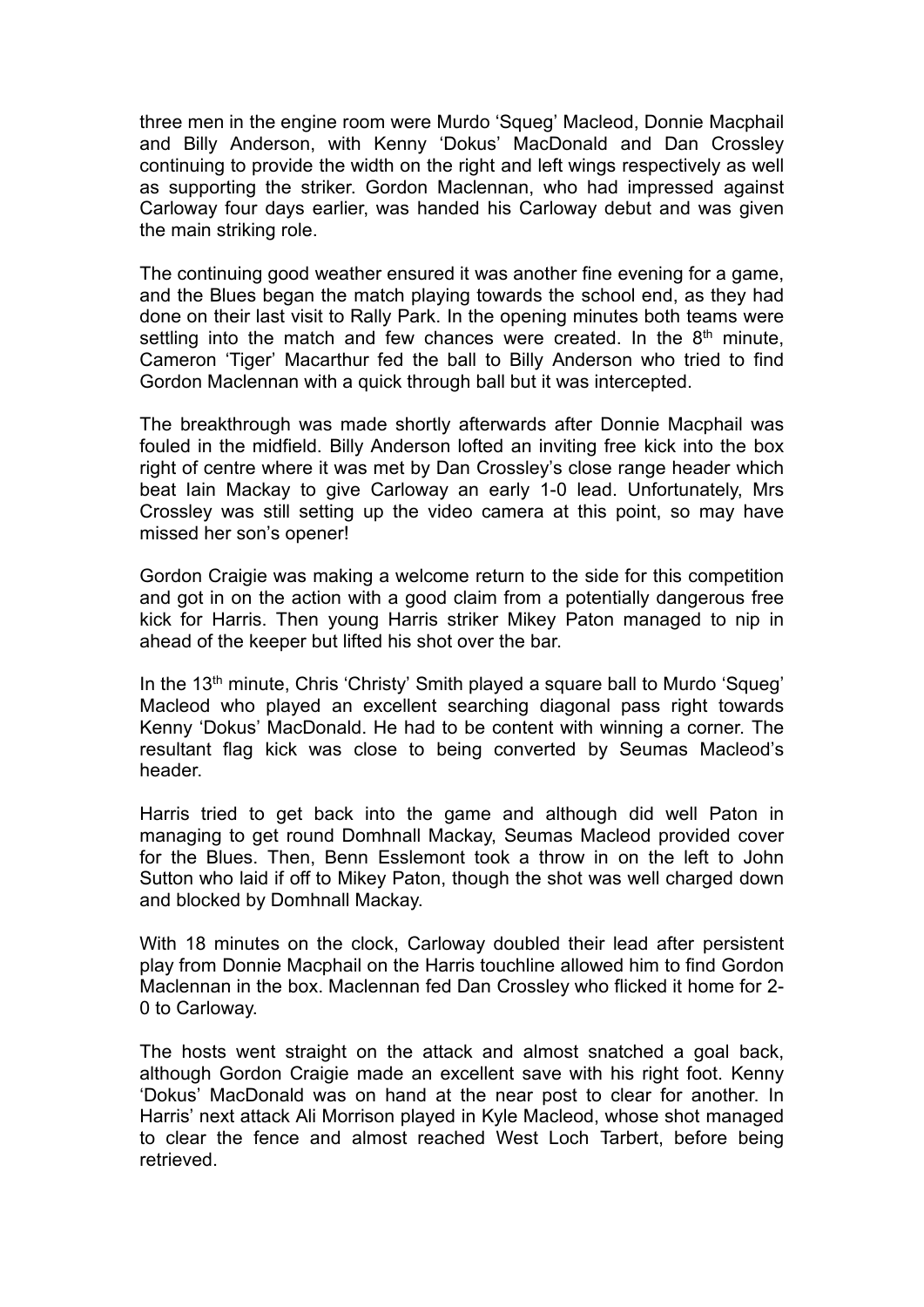three men in the engine room were Murdo 'Squeg' Macleod, Donnie Macphail and Billy Anderson, with Kenny 'Dokus' MacDonald and Dan Crossley continuing to provide the width on the right and left wings respectively as well as supporting the striker. Gordon Maclennan, who had impressed against Carloway four days earlier, was handed his Carloway debut and was given the main striking role.

The continuing good weather ensured it was another fine evening for a game, and the Blues began the match playing towards the school end, as they had done on their last visit to Rally Park. In the opening minutes both teams were settling into the match and few chances were created. In the 8th minute, Cameron 'Tiger' Macarthur fed the ball to Billy Anderson who tried to find Gordon Maclennan with a quick through ball but it was intercepted.

The breakthrough was made shortly afterwards after Donnie Macphail was fouled in the midfield. Billy Anderson lofted an inviting free kick into the box right of centre where it was met by Dan Crossley's close range header which beat Iain Mackay to give Carloway an early 1-0 lead. Unfortunately, Mrs Crossley was still setting up the video camera at this point, so may have missed her son's opener!

Gordon Craigie was making a welcome return to the side for this competition and got in on the action with a good claim from a potentially dangerous free kick for Harris. Then young Harris striker Mikey Paton managed to nip in ahead of the keeper but lifted his shot over the bar.

In the 13th minute, Chris 'Christy' Smith played a square ball to Murdo 'Squeg' Macleod who played an excellent searching diagonal pass right towards Kenny 'Dokus' MacDonald. He had to be content with winning a corner. The resultant flag kick was close to being converted by Seumas Macleod's header.

Harris tried to get back into the game and although did well Paton in managing to get round Domhnall Mackay, Seumas Macleod provided cover for the Blues. Then, Benn Esslemont took a throw in on the left to John Sutton who laid if off to Mikey Paton, though the shot was well charged down and blocked by Domhnall Mackay.

With 18 minutes on the clock, Carloway doubled their lead after persistent play from Donnie Macphail on the Harris touchline allowed him to find Gordon Maclennan in the box. Maclennan fed Dan Crossley who flicked it home for 2-0 to Carloway.

The hosts went straight on the attack and almost snatched a goal back, although Gordon Craigie made an excellent save with his right foot. Kenny 'Dokus' MacDonald was on hand at the near post to clear for another. In Harris' next attack Ali Morrison played in Kyle Macleod, whose shot managed to clear the fence and almost reached West Loch Tarbert, before being retrieved.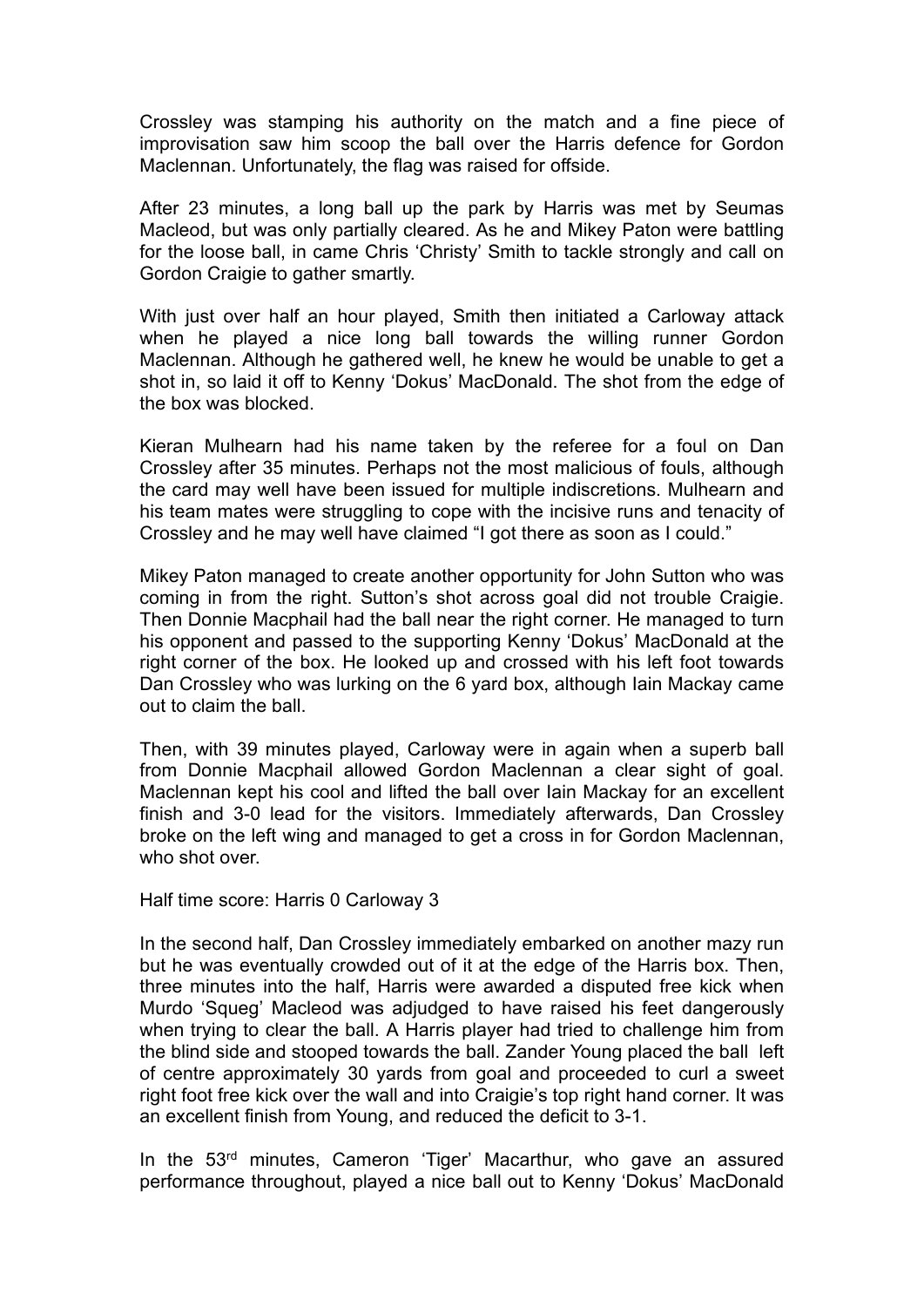Crossley was stamping his authority on the match and a fine piece of improvisation saw him scoop the ball over the Harris defence for Gordon Maclennan. Unfortunately, the flag was raised for offside.

After 23 minutes, a long ball up the park by Harris was met by Seumas Macleod, but was only partially cleared. As he and Mikey Paton were battling for the loose ball, in came Chris 'Christy' Smith to tackle strongly and call on Gordon Craigie to gather smartly.

With just over half an hour played, Smith then initiated a Carloway attack when he played a nice long ball towards the willing runner Gordon Maclennan. Although he gathered well, he knew he would be unable to get a shot in, so laid it off to Kenny 'Dokus' MacDonald. The shot from the edge of the box was blocked.

Kieran Mulhearn had his name taken by the referee for a foul on Dan Crossley after 35 minutes. Perhaps not the most malicious of fouls, although the card may well have been issued for multiple indiscretions. Mulhearn and his team mates were struggling to cope with the incisive runs and tenacity of Crossley and he may well have claimed "I got there as soon as I could."

Mikey Paton managed to create another opportunity for John Sutton who was coming in from the right. Sutton's shot across goal did not trouble Craigie. Then Donnie Macphail had the ball near the right corner. He managed to turn his opponent and passed to the supporting Kenny 'Dokus' MacDonald at the right corner of the box. He looked up and crossed with his left foot towards Dan Crossley who was lurking on the 6 yard box, although Iain Mackay came out to claim the ball.

Then, with 39 minutes played, Carloway were in again when a superb ball from Donnie Macphail allowed Gordon Maclennan a clear sight of goal. Maclennan kept his cool and lifted the ball over Iain Mackay for an excellent finish and 3-0 lead for the visitors. Immediately afterwards, Dan Crossley broke on the left wing and managed to get a cross in for Gordon Maclennan, who shot over.

Half time score: Harris 0 Carloway 3

In the second half, Dan Crossley immediately embarked on another mazy run but he was eventually crowded out of it at the edge of the Harris box. Then, three minutes into the half, Harris were awarded a disputed free kick when Murdo 'Squeg' Macleod was adjudged to have raised his feet dangerously when trying to clear the ball. A Harris player had tried to challenge him from the blind side and stooped towards the ball. Zander Young placed the ball left of centre approximately 30 yards from goal and proceeded to curl a sweet right foot free kick over the wall and into Craigie's top right hand corner. It was an excellent finish from Young, and reduced the deficit to 3-1.

In the 53rd minutes, Cameron 'Tiger' Macarthur, who gave an assured performance throughout, played a nice ball out to Kenny 'Dokus' MacDonald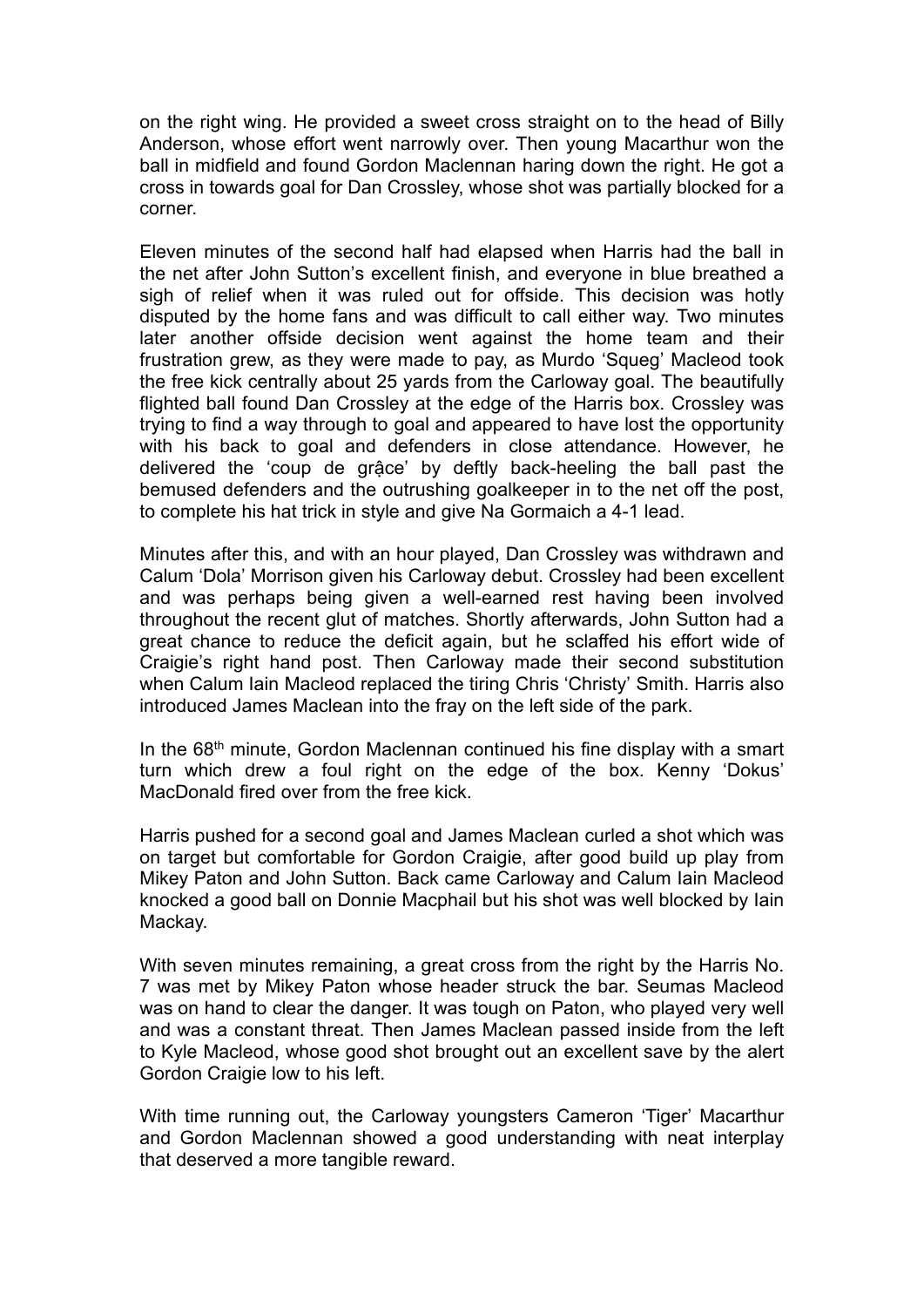on the right wing. He provided a sweet cross straight on to the head of Billy Anderson, whose effort went narrowly over. Then young Macarthur won the ball in midfield and found Gordon Maclennan haring down the right. He got a cross in towards goal for Dan Crossley, whose shot was partially blocked for a corner.

Eleven minutes of the second half had elapsed when Harris had the ball in the net after John Sutton's excellent finish, and everyone in blue breathed a sigh of relief when it was ruled out for offside. This decision was hotly disputed by the home fans and was difficult to call either way. Two minutes later another offside decision went against the home team and their frustration grew, as they were made to pay, as Murdo 'Squeg' Macleod took the free kick centrally about 25 yards from the Carloway goal. The beautifully flighted ball found Dan Crossley at the edge of the Harris box. Crossley was trying to find a way through to goal and appeared to have lost the opportunity with his back to goal and defenders in close attendance. However, he delivered the 'coup de grậce' by deftly back-heeling the ball past the bemused defenders and the outrushing goalkeeper in to the net off the post, to complete his hat trick in style and give Na Gormaich a 4-1 lead.

Minutes after this, and with an hour played, Dan Crossley was withdrawn and Calum 'Dola' Morrison given his Carloway debut. Crossley had been excellent and was perhaps being given a well-earned rest having been involved throughout the recent glut of matches. Shortly afterwards, John Sutton had a great chance to reduce the deficit again, but he sclaffed his effort wide of Craigie's right hand post. Then Carloway made their second substitution when Calum Iain Macleod replaced the tiring Chris 'Christy' Smith. Harris also introduced James Maclean into the fray on the left side of the park.

In the 68th minute, Gordon Maclennan continued his fine display with a smart turn which drew a foul right on the edge of the box. Kenny 'Dokus' MacDonald fired over from the free kick.

Harris pushed for a second goal and James Maclean curled a shot which was on target but comfortable for Gordon Craigie, after good build up play from Mikey Paton and John Sutton. Back came Carloway and Calum Iain Macleod knocked a good ball on Donnie Macphail but his shot was well blocked by Iain Mackay.

With seven minutes remaining, a great cross from the right by the Harris No. 7 was met by Mikey Paton whose header struck the bar. Seumas Macleod was on hand to clear the danger. It was tough on Paton, who played very well and was a constant threat. Then James Maclean passed inside from the left to Kyle Macleod, whose good shot brought out an excellent save by the alert Gordon Craigie low to his left.

With time running out, the Carloway youngsters Cameron 'Tiger' Macarthur and Gordon Maclennan showed a good understanding with neat interplay that deserved a more tangible reward.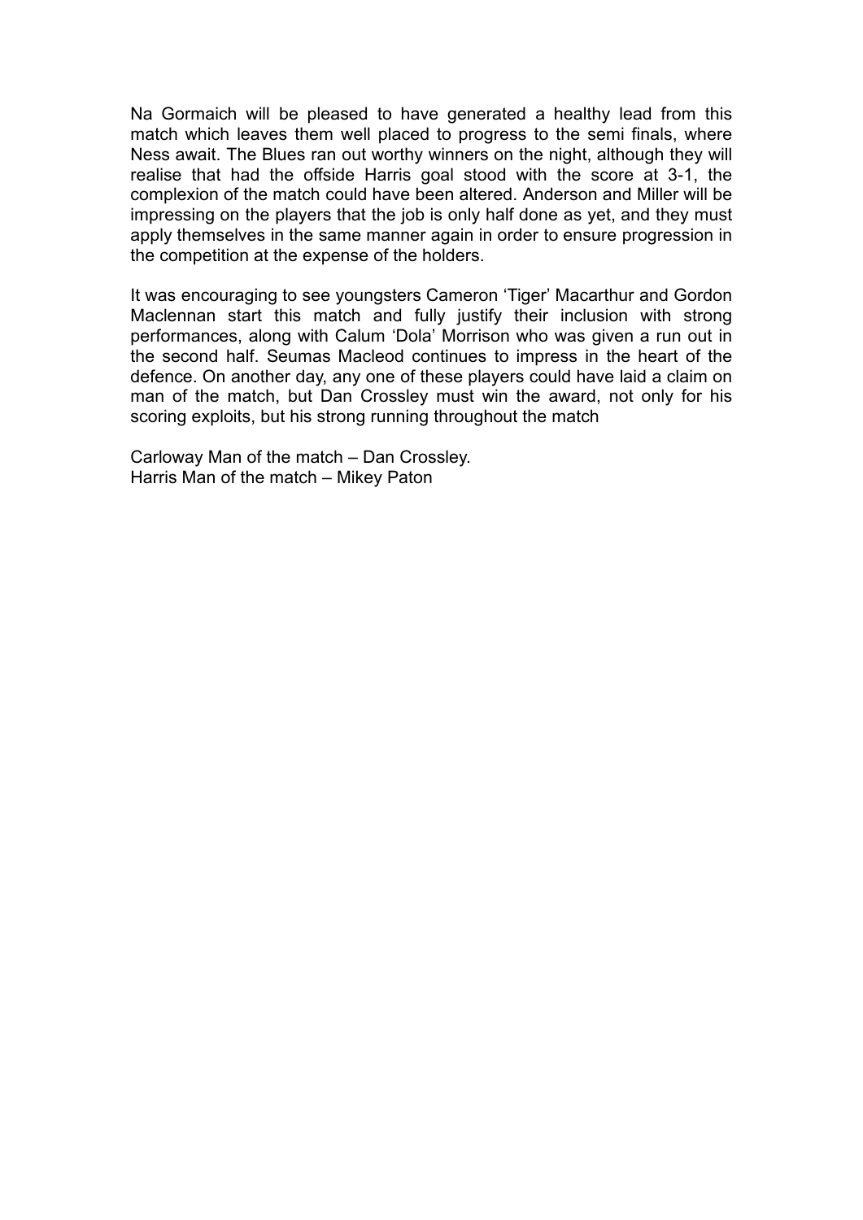Na Gormaich will be pleased to have generated a healthy lead from this match which leaves them well placed to progress to the semi finals, where Ness await. The Blues ran out worthy winners on the night, although they will realise that had the offside Harris goal stood with the score at 3-1, the complexion of the match could have been altered. Anderson and Miller will be impressing on the players that the job is only half done as yet, and they must apply themselves in the same manner again in order to ensure progression in the competition at the expense of the holders.

It was encouraging to see youngsters Cameron 'Tiger' Macarthur and Gordon Maclennan start this match and fully justify their inclusion with strong performances, along with Calum 'Dola' Morrison who was given a run out in the second half. Seumas Macleod continues to impress in the heart of the defence. On another day, any one of these players could have laid a claim on man of the match, but Dan Crossley must win the award, not only for his scoring exploits, but his strong running throughout the match

Carloway Man of the match – Dan Crossley.
Harris Man of the match – Mikey Paton